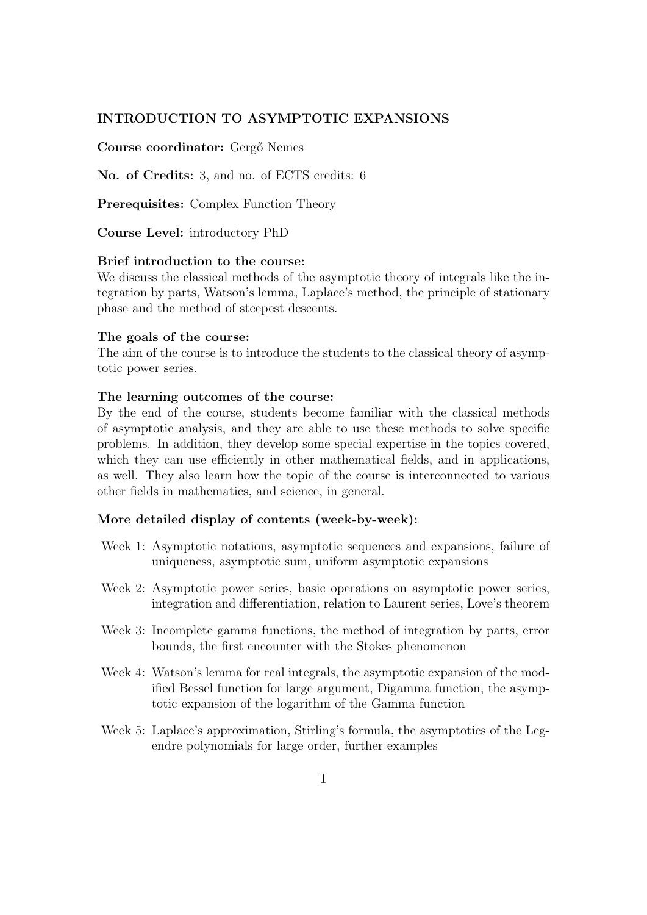**INTRODUCTION TO ASYMPTOTIC EXPANSIONS**

**Course coordinator:** Gergő Nemes

**No. of Credits:** 3, and no. of ECTS credits: 6

**Prerequisites:** Complex Function Theory

**Course Level:** introductory PhD

**Brief introduction to the course:**
We discuss the classical methods of the asymptotic theory of integrals like the integration by parts, Watson's lemma, Laplace's method, the principle of stationary phase and the method of steepest descents.

**The goals of the course:**
The aim of the course is to introduce the students to the classical theory of asymptotic power series.

**The learning outcomes of the course:**
By the end of the course, students become familiar with the classical methods of asymptotic analysis, and they are able to use these methods to solve specific problems. In addition, they develop some special expertise in the topics covered, which they can use efficiently in other mathematical fields, and in applications, as well. They also learn how the topic of the course is interconnected to various other fields in mathematics, and science, in general.

**More detailed display of contents (week-by-week):**

- Week 1: Asymptotic notations, asymptotic sequences and expansions, failure of uniqueness, asymptotic sum, uniform asymptotic expansions
- Week 2: Asymptotic power series, basic operations on asymptotic power series, integration and differentiation, relation to Laurent series, Love's theorem
- Week 3: Incomplete gamma functions, the method of integration by parts, error bounds, the first encounter with the Stokes phenomenon
- Week 4: Watson's lemma for real integrals, the asymptotic expansion of the modified Bessel function for large argument, Digamma function, the asymptotic expansion of the logarithm of the Gamma function
- Week 5: Laplace's approximation, Stirling's formula, the asymptotics of the Legendre polynomials for large order, further examples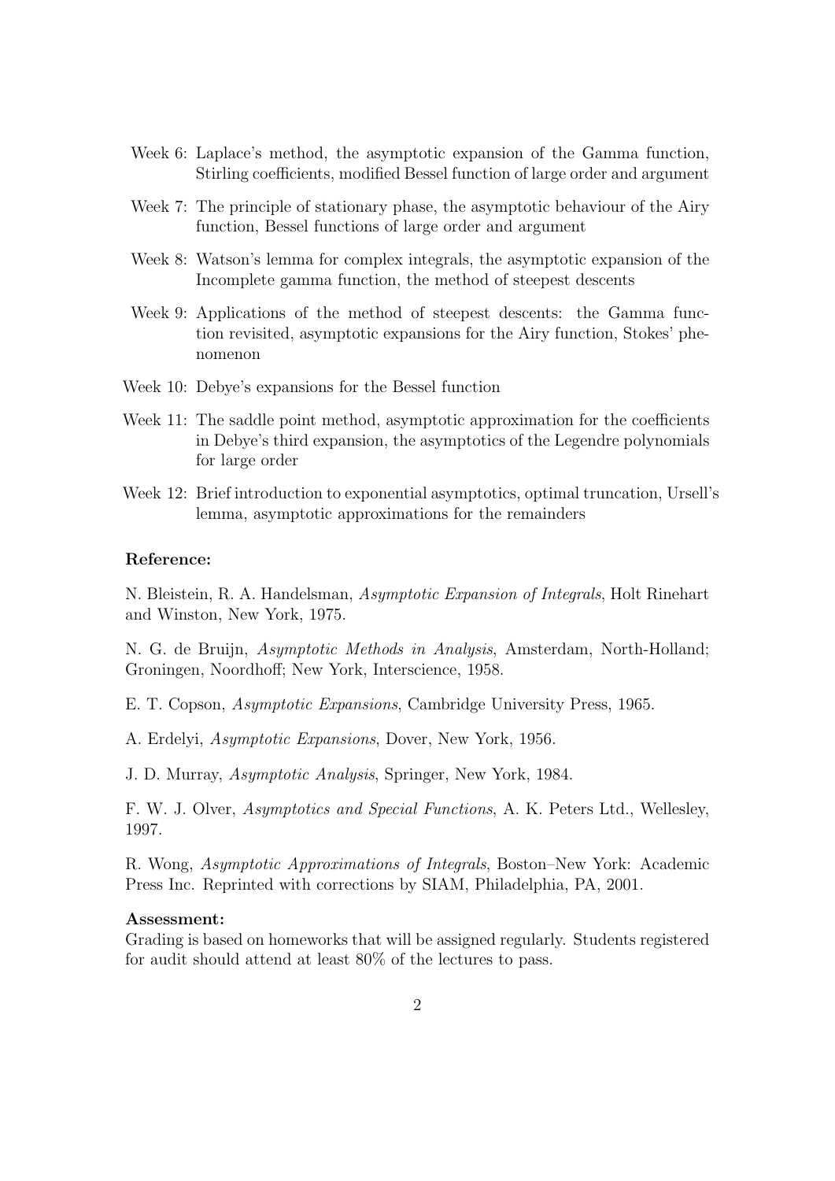- Week 6: Laplace's method, the asymptotic expansion of the Gamma function, Stirling coefficients, modified Bessel function of large order and argument
- Week 7: The principle of stationary phase, the asymptotic behaviour of the Airy function, Bessel functions of large order and argument
- Week 8: Watson's lemma for complex integrals, the asymptotic expansion of the Incomplete gamma function, the method of steepest descents
- Week 9: Applications of the method of steepest descents: the Gamma function revisited, asymptotic expansions for the Airy function, Stokes' phenomenon
- Week 10: Debye's expansions for the Bessel function
- Week 11: The saddle point method, asymptotic approximation for the coefficients in Debye's third expansion, the asymptotics of the Legendre polynomials for large order
- Week 12: Brief introduction to exponential asymptotics, optimal truncation, Ursell's lemma, asymptotic approximations for the remainders

**Reference:**

N. Bleistein, R. A. Handelsman, *Asymptotic Expansion of Integrals*, Holt Rinehart and Winston, New York, 1975.

N. G. de Bruijn, *Asymptotic Methods in Analysis*, Amsterdam, North-Holland; Groningen, Noordhoff; New York, Interscience, 1958.

E. T. Copson, *Asymptotic Expansions*, Cambridge University Press, 1965.

A. Erdelyi, *Asymptotic Expansions*, Dover, New York, 1956.

J. D. Murray, *Asymptotic Analysis*, Springer, New York, 1984.

F. W. J. Olver, *Asymptotics and Special Functions*, A. K. Peters Ltd., Wellesley, 1997.

R. Wong, *Asymptotic Approximations of Integrals*, Boston–New York: Academic Press Inc. Reprinted with corrections by SIAM, Philadelphia, PA, 2001.

**Assessment:**
Grading is based on homeworks that will be assigned regularly. Students registered for audit should attend at least 80% of the lectures to pass.